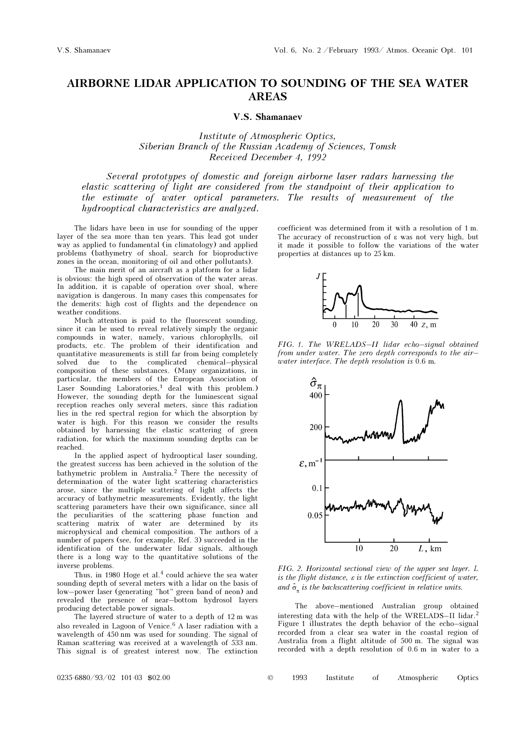# AIRBORNE LIDAR APPLICATION TO SOUNDING OF THE SEA WATER AREAS

**V.S. Shamanaev**

*Institute of Atmospheric Optics,*
*Siberian Branch of the Russian Academy of Sciences, Tomsk*
*Received December 4, 1992*

*Several prototypes of domestic and foreign airborne laser radars harnessing the elastic scattering of light are considered from the standpoint of their application to the estimate of water optical parameters. The results of measurement of the hydrooptical characteristics are analyzed.*

The lidars have been in use for sounding of the upper layer of the sea more than ten years. This lead got under way as applied to fundamental (in climatology) and applied problems (bathymetry of shoal, search for bioproductive zones in the ocean, monitoring of oil and other pollutants).

The main merit of an aircraft as a platform for a lidar is obvious: the high speed of observation of the water areas. In addition, it is capable of operation over shoal, where navigation is dangerous. In many cases this compensates for the demerits: high cost of flights and the dependence on weather conditions.

Much attention is paid to the fluorescent sounding, since it can be used to reveal relatively simply the organic compounds in water, namely, various chlorophylls, oil products, etc. The problem of their identification and quantitative measurements is still far from being completely solved due to the complicated chemical–physical composition of these substances. (Many organizations, in particular, the members of the European Association of Laser Sounding Laboratories,[1] deal with this problem.) However, the sounding depth for the luminescent signal reception reaches only several meters, since this radiation lies in the red spectral region for which the absorption by water is high. For this reason we consider the results obtained by harnessing the elastic scattering of green radiation, for which the maximum sounding depths can be reached.

In the applied aspect of hydrooptical laser sounding, the greatest success has been achieved in the solution of the bathymetric problem in Australia.[2] There the necessity of determination of the water light scattering characteristics arose, since the multiple scattering of light affects the accuracy of bathymetric measurements. Evidently, the light scattering parameters have their own significance, since all the peculiarities of the scattering phase function and scattering matrix of water are determined by its microphysical and chemical composition. The authors of a number of papers (see, for example, Ref. 3) succeeded in the identification of the underwater lidar signals, although there is a long way to the quantitative solutions of the inverse problems.

Thus, in 1980 Hoge et al.[4] could achieve the sea water sounding depth of several meters with a lidar on the basis of low–power laser (generating "hot" green band of neon) and revealed the presence of near–bottom hydrosol layers producing detectable power signals.

The layered structure of water to a depth of 12 m was also revealed in Lagoon of Venice.[6] A laser radiation with a wavelength of 450 nm was used for sounding. The signal of Raman scattering was received at a wavelength of 533 nm. This signal is of greatest interest now. The extinction coefficient was determined from it with a resolution of 1 m. The accuracy of reconstruction of $\varepsilon$ was not very high, but it made it possible to follow the variations of the water properties at distances up to 25 km.

FIG. 1. The WRELADS–II lidar echo–signal obtained from under water. The zero depth corresponds to the air–water interface. The depth resolution is 0.6 m.

FIG. 2. Horizontal sectional view of the upper sea layer. $L$ is the flight distance, $\varepsilon$ is the extinction coefficient of water, and $\hat{\sigma}_\pi$ is the backscattering coefficient in relative units.

The above–mentioned Australian group obtained interesting data with the help of the WRELADS–II lidar.[2] Figure 1 illustrates the depth behavior of the echo–signal recorded from a clear sea water in the coastal region of Australia from a flight altitude of 500 m. The signal was recorded with a depth resolution of 0.6 m in water to a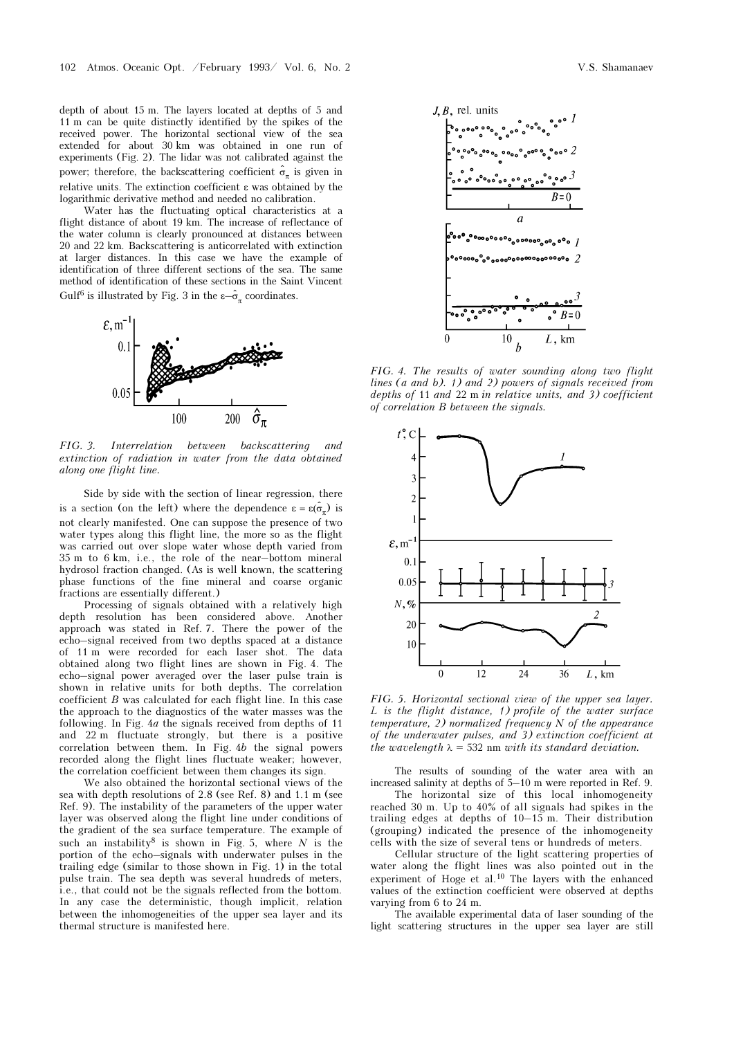depth of about 15 m. The layers located at depths of 5 and 11 m can be quite distinctly identified by the spikes of the received power. The horizontal sectional view of the sea extended for about 30 km was obtained in one run of experiments (Fig. 2). The lidar was not calibrated against the power; therefore, the backscattering coefficient $\hat{\sigma}_\pi$ is given in relative units. The extinction coefficient $\varepsilon$ was obtained by the logarithmic derivative method and needed no calibration.

Water has the fluctuating optical characteristics at a flight distance of about 19 km. The increase of reflectance of the water column is clearly pronounced at distances between 20 and 22 km. Backscattering is anticorrelated with extinction at larger distances. In this case we have the example of identification of three different sections of the sea. The same method of identification of these sections in the Saint Vincent Gulf[6] is illustrated by Fig. 3 in the $\varepsilon$–$\hat{\sigma}_\pi$ coordinates.

*FIG. 3. Interrelation between backscattering and extinction of radiation in water from the data obtained along one flight line.*

Side by side with the section of linear regression, there is a section (on the left) where the dependence $\varepsilon = \varepsilon(\hat{\sigma}_\pi)$ is not clearly manifested. One can suppose the presence of two water types along this flight line, the more so as the flight was carried out over slope water whose depth varied from 35 m to 6 km, i.e., the role of the near–bottom mineral hydrosol fraction changed. (As is well known, the scattering phase functions of the fine mineral and coarse organic fractions are essentially different.)

Processing of signals obtained with a relatively high depth resolution has been considered above. Another approach was stated in Ref. 7. There the power of the echo–signal received from two depths spaced at a distance of 11 m were recorded for each laser shot. The data obtained along two flight lines are shown in Fig. 4. The echo–signal power averaged over the laser pulse train is shown in relative units for both depths. The correlation coefficient $B$ was calculated for each flight line. In this case the approach to the diagnostics of the water masses was the following. In Fig. 4*a* the signals received from depths of 11 and 22 m fluctuate strongly, but there is a positive correlation between them. In Fig. 4*b* the signal powers recorded along the flight lines fluctuate weaker; however, the correlation coefficient between them changes its sign.

We also obtained the horizontal sectional views of the sea with depth resolutions of 2.8 (see Ref. 8) and 1.1 m (see Ref. 9). The instability of the parameters of the upper water layer was observed along the flight line under conditions of the gradient of the sea surface temperature. The example of such an instability[8] is shown in Fig. 5, where $N$ is the portion of the echo–signals with underwater pulses in the trailing edge (similar to those shown in Fig. 1) in the total pulse train. The sea depth was several hundreds of meters, i.e., that could not be the signals reflected from the bottom. In any case the deterministic, though implicit, relation between the inhomogeneities of the upper sea layer and its thermal structure is manifested here.

*FIG. 4. The results of water sounding along two flight lines (a and b). 1) and 2) powers of signals received from depths of 11 and 22 m in relative units, and 3) coefficient of correlation B between the signals.*

*FIG. 5. Horizontal sectional view of the upper sea layer. L is the flight distance, 1) profile of the water surface temperature, 2) normalized frequency N of the appearance of the underwater pulses, and 3) extinction coefficient at the wavelength λ = 532 nm with its standard deviation.*

The results of sounding of the water area with an increased salinity at depths of 5–10 m were reported in Ref. 9. The horizontal size of this local inhomogeneity reached 30 m. Up to 40% of all signals had spikes in the trailing edges at depths of 10–15 m. Their distribution (grouping) indicated the presence of the inhomogeneity cells with the size of several tens or hundreds of meters.

Cellular structure of the light scattering properties of water along the flight lines was also pointed out in the experiment of Hoge et al.[10] The layers with the enhanced values of the extinction coefficient were observed at depths varying from 6 to 24 m.

The available experimental data of laser sounding of the light scattering structures in the upper sea layer are still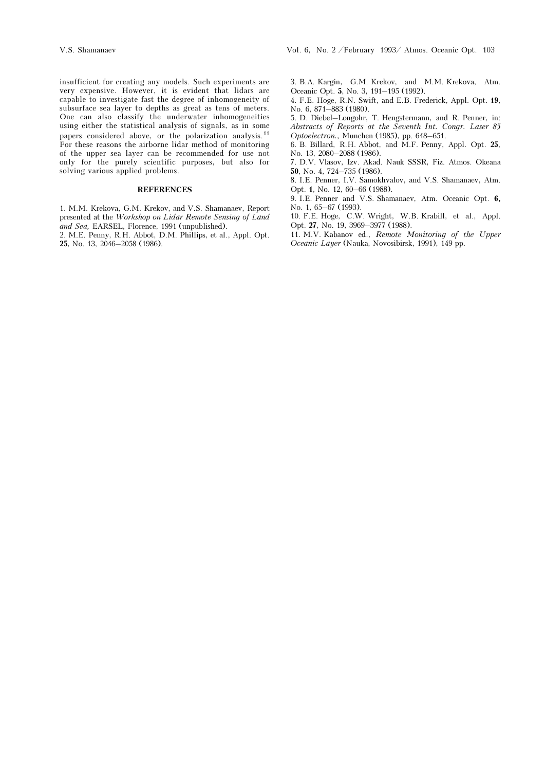insufficient for creating any models. Such experiments are very expensive. However, it is evident that lidars are capable to investigate fast the degree of inhomogeneity of subsurface sea layer to depths as great as tens of meters. One can also classify the underwater inhomogeneities using either the statistical analysis of signals, as in some papers considered above, or the polarization analysis.[11] For these reasons the airborne lidar method of monitoring of the upper sea layer can be recommended for use not only for the purely scientific purposes, but also for solving various applied problems.

## REFERENCES

1. M.M. Krekova, G.M. Krekov, and V.S. Shamanaev, Report presented at the *Workshop on Lidar Remote Sensing of Land and Sea,* EARSEL, Florence, 1991 (unpublished).
2. M.E. Penny, R.H. Abbot, D.M. Phillips, et al., Appl. Opt. **25**, No. 13, 2046–2058 (1986).
3. B.A. Kargin, G.M. Krekov, and M.M. Krekova, Atm. Oceanic Opt. **5**, No. 3, 191–195 (1992).
4. F.E. Hoge, R.N. Swift, and E.B. Frederick, Appl. Opt. **19**, No. 6, 871–883 (1980).
5. D. Diebel–Longohr, T. Hengstermann, and R. Penner, in: *Abstracts of Reports at the Seventh Int. Congr. Laser 85 Optoelectron.,* Munchen (1985), pp. 648–651.
6. B. Billard, R.H. Abbot, and M.F. Penny, Appl. Opt. **25**, No. 13, 2080–2088 (1986).
7. D.V. Vlasov, Izv. Akad. Nauk SSSR, Fiz. Atmos. Okeana **50**, No. 4, 724–735 (1986).
8. I.E. Penner, I.V. Samokhvalov, and V.S. Shamanaev, Atm. Opt. **1**, No. 12, 60–66 (1988).
9. I.E. Penner and V.S. Shamanaev, Atm. Oceanic Opt. **6,** No. 1, 65–67 (1993).
10. F.E. Hoge, C.W. Wright, W.B. Krabill, et al., Appl. Opt. **27**, No. 19, 3969–3977 (1988).
11. M.V. Kabanov ed., *Remote Monitoring of the Upper Oceanic Layer* (Nauka, Novosibirsk, 1991), 149 pp.